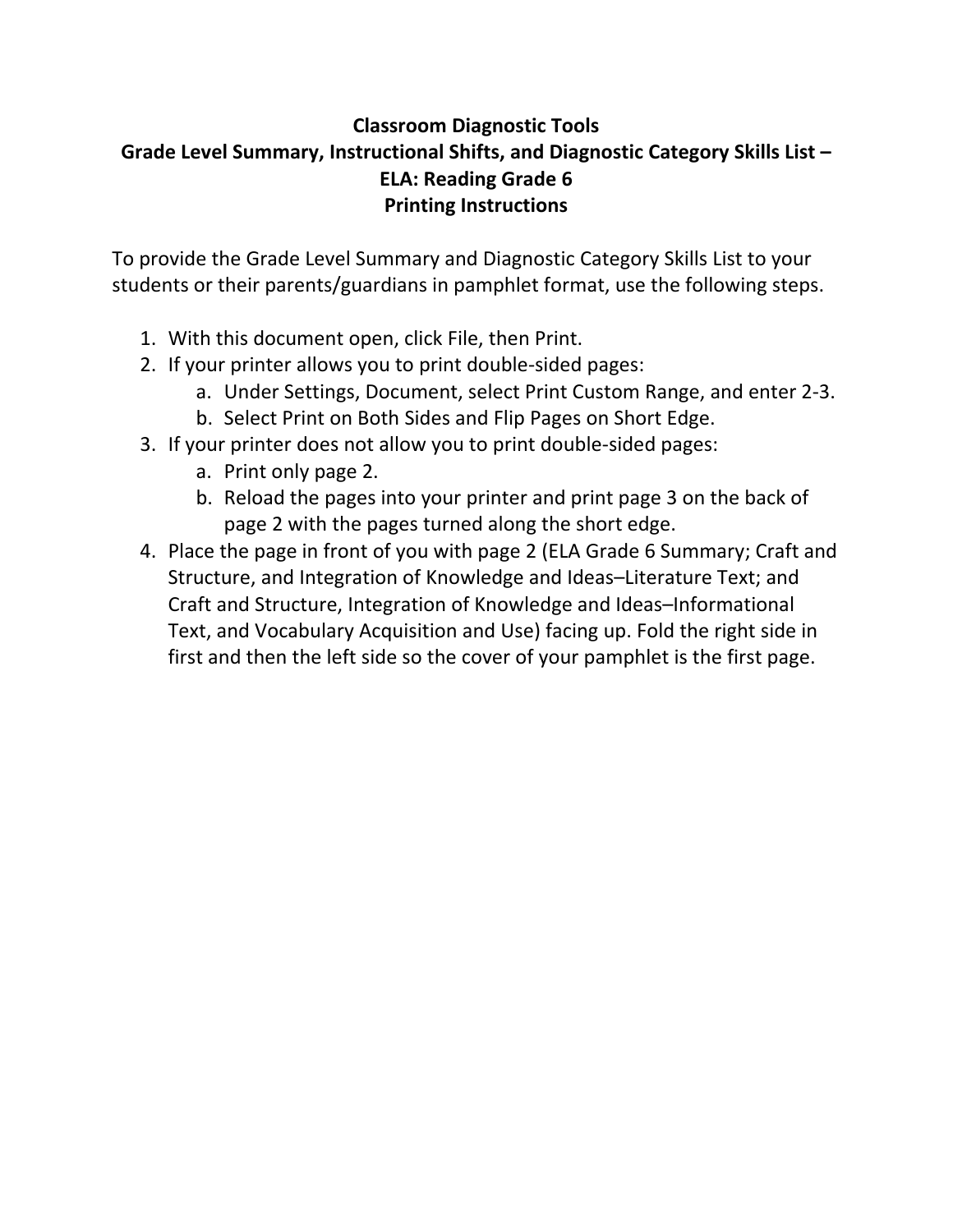**Classroom Diagnostic Tools**
**Grade Level Summary, Instructional Shifts, and Diagnostic Category Skills List – ELA: Reading Grade 6**
**Printing Instructions**

To provide the Grade Level Summary and Diagnostic Category Skills List to your students or their parents/guardians in pamphlet format, use the following steps.

1. With this document open, click File, then Print.
2. If your printer allows you to print double-sided pages:
   a. Under Settings, Document, select Print Custom Range, and enter 2-3.
   b. Select Print on Both Sides and Flip Pages on Short Edge.
3. If your printer does not allow you to print double-sided pages:
   a. Print only page 2.
   b. Reload the pages into your printer and print page 3 on the back of page 2 with the pages turned along the short edge.
4. Place the page in front of you with page 2 (ELA Grade 6 Summary; Craft and Structure, and Integration of Knowledge and Ideas–Literature Text; and Craft and Structure, Integration of Knowledge and Ideas–Informational Text, and Vocabulary Acquisition and Use) facing up. Fold the right side in first and then the left side so the cover of your pamphlet is the first page.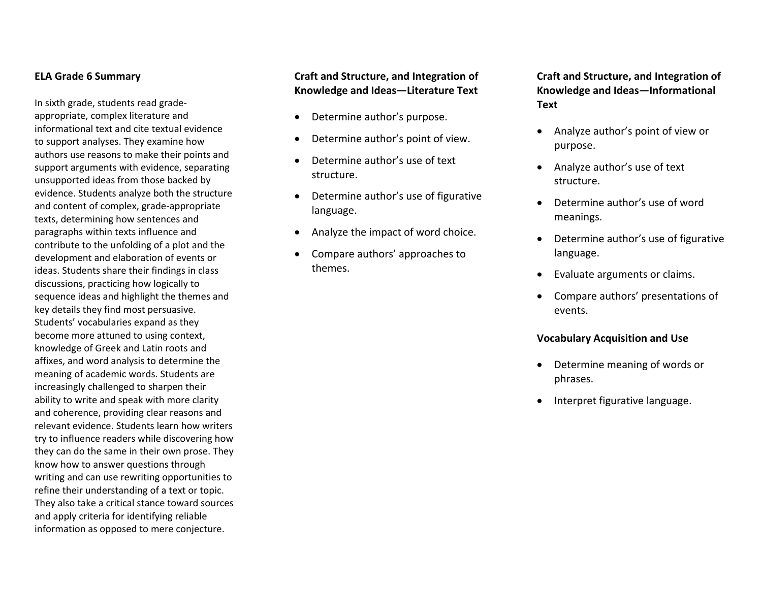**ELA Grade 6 Summary**

In sixth grade, students read grade-appropriate, complex literature and informational text and cite textual evidence to support analyses. They examine how authors use reasons to make their points and support arguments with evidence, separating unsupported ideas from those backed by evidence. Students analyze both the structure and content of complex, grade-appropriate texts, determining how sentences and paragraphs within texts influence and contribute to the unfolding of a plot and the development and elaboration of events or ideas. Students share their findings in class discussions, practicing how logically to sequence ideas and highlight the themes and key details they find most persuasive. Students' vocabularies expand as they become more attuned to using context, knowledge of Greek and Latin roots and affixes, and word analysis to determine the meaning of academic words. Students are increasingly challenged to sharpen their ability to write and speak with more clarity and coherence, providing clear reasons and relevant evidence. Students learn how writers try to influence readers while discovering how they can do the same in their own prose. They know how to answer questions through writing and can use rewriting opportunities to refine their understanding of a text or topic. They also take a critical stance toward sources and apply criteria for identifying reliable information as opposed to mere conjecture.

**Craft and Structure, and Integration of Knowledge and Ideas—Literature Text**

- Determine author's purpose.
- Determine author's point of view.
- Determine author's use of text structure.
- Determine author's use of figurative language.
- Analyze the impact of word choice.
- Compare authors' approaches to themes.

**Craft and Structure, and Integration of Knowledge and Ideas—Informational Text**

- Analyze author's point of view or purpose.
- Analyze author's use of text structure.
- Determine author's use of word meanings.
- Determine author's use of figurative language.
- Evaluate arguments or claims.
- Compare authors' presentations of events.

**Vocabulary Acquisition and Use**

- Determine meaning of words or phrases.
- Interpret figurative language.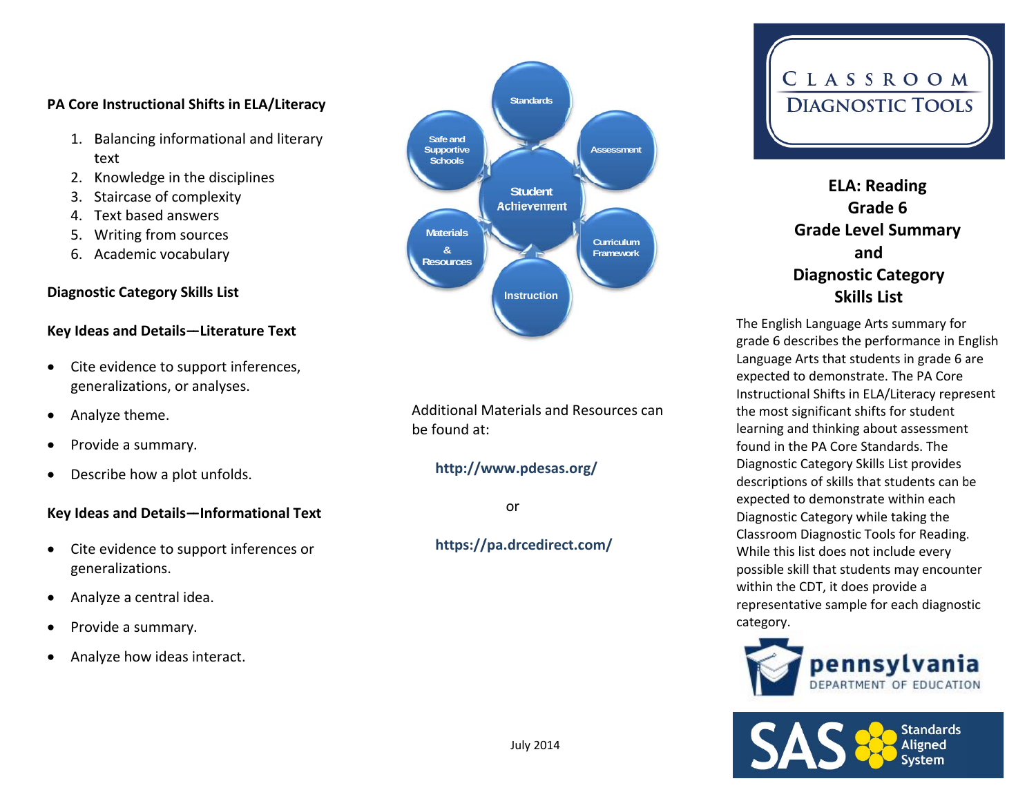## PA Core Instructional Shifts in ELA/Literacy

1. Balancing informational and literary text
2. Knowledge in the disciplines
3. Staircase of complexity
4. Text based answers
5. Writing from sources
6. Academic vocabulary

## Diagnostic Category Skills List

### Key Ideas and Details—Literature Text

- Cite evidence to support inferences, generalizations, or analyses.
- Analyze theme.
- Provide a summary.
- Describe how a plot unfolds.

### Key Ideas and Details—Informational Text

- Cite evidence to support inferences or generalizations.
- Analyze a central idea.
- Provide a summary.
- Analyze how ideas interact.

Standards
Safe and Supportive Schools
Assessment
Student Achievement
Materials & Resources
Curriculum Framework
Instruction

Additional Materials and Resources can be found at:

**http://www.pdesas.org/**

or

**https://pa.drcedirect.com/**

July 2014

# Classroom Diagnostic Tools

## ELA: Reading Grade 6 Grade Level Summary and Diagnostic Category Skills List

The English Language Arts summary for grade 6 describes the performance in English Language Arts that students in grade 6 are expected to demonstrate. The PA Core Instructional Shifts in ELA/Literacy represent the most significant shifts for student learning and thinking about assessment found in the PA Core Standards. The Diagnostic Category Skills List provides descriptions of skills that students can be expected to demonstrate within each Diagnostic Category while taking the Classroom Diagnostic Tools for Reading. While this list does not include every possible skill that students may encounter within the CDT, it does provide a representative sample for each diagnostic category.

pennsylvania DEPARTMENT OF EDUCATION

SAS Standards Aligned System